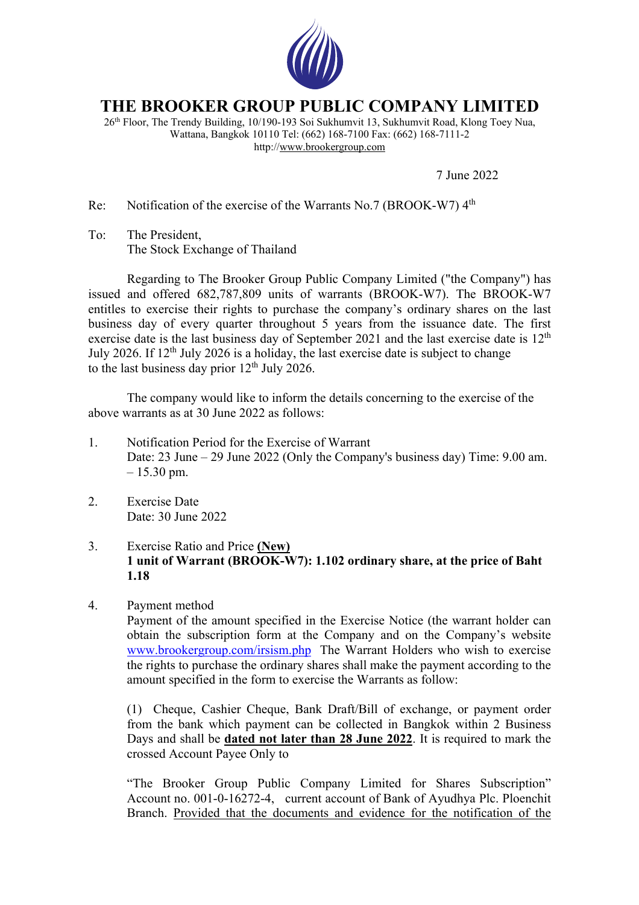# THE BROOKER GROUP PUBLIC COMPANY LIMITED

26th Floor, The Trendy Building, 10/190-193 Soi Sukhumvit 13, Sukhumvit Road, Klong Toey Nua, Wattana, Bangkok 10110 Tel: (662) 168-7100 Fax: (662) 168-7111-2
http://www.brookergroup.com

7 June 2022

Re: Notification of the exercise of the Warrants No.7 (BROOK-W7) 4th

To: The President,
The Stock Exchange of Thailand

Regarding to The Brooker Group Public Company Limited ("the Company") has issued and offered 682,787,809 units of warrants (BROOK-W7). The BROOK-W7 entitles to exercise their rights to purchase the company's ordinary shares on the last business day of every quarter throughout 5 years from the issuance date. The first exercise date is the last business day of September 2021 and the last exercise date is 12th July 2026. If 12th July 2026 is a holiday, the last exercise date is subject to change to the last business day prior 12th July 2026.

The company would like to inform the details concerning to the exercise of the above warrants as at 30 June 2022 as follows:

1. Notification Period for the Exercise of Warrant
   Date: 23 June – 29 June 2022 (Only the Company's business day) Time: 9.00 am. – 15.30 pm.

2. Exercise Date
   Date: 30 June 2022

3. Exercise Ratio and Price **(New)**
   **1 unit of Warrant (BROOK-W7): 1.102 ordinary share, at the price of Baht 1.18**

4. Payment method
   Payment of the amount specified in the Exercise Notice (the warrant holder can obtain the subscription form at the Company and on the Company's website www.brookergroup.com/irsism.php The Warrant Holders who wish to exercise the rights to purchase the ordinary shares shall make the payment according to the amount specified in the form to exercise the Warrants as follow:

   (1) Cheque, Cashier Cheque, Bank Draft/Bill of exchange, or payment order from the bank which payment can be collected in Bangkok within 2 Business Days and shall be **dated not later than 28 June 2022**. It is required to mark the crossed Account Payee Only to

   "The Brooker Group Public Company Limited for Shares Subscription" Account no. 001-0-16272-4, current account of Bank of Ayudhya Plc. Ploenchit Branch. Provided that the documents and evidence for the notification of the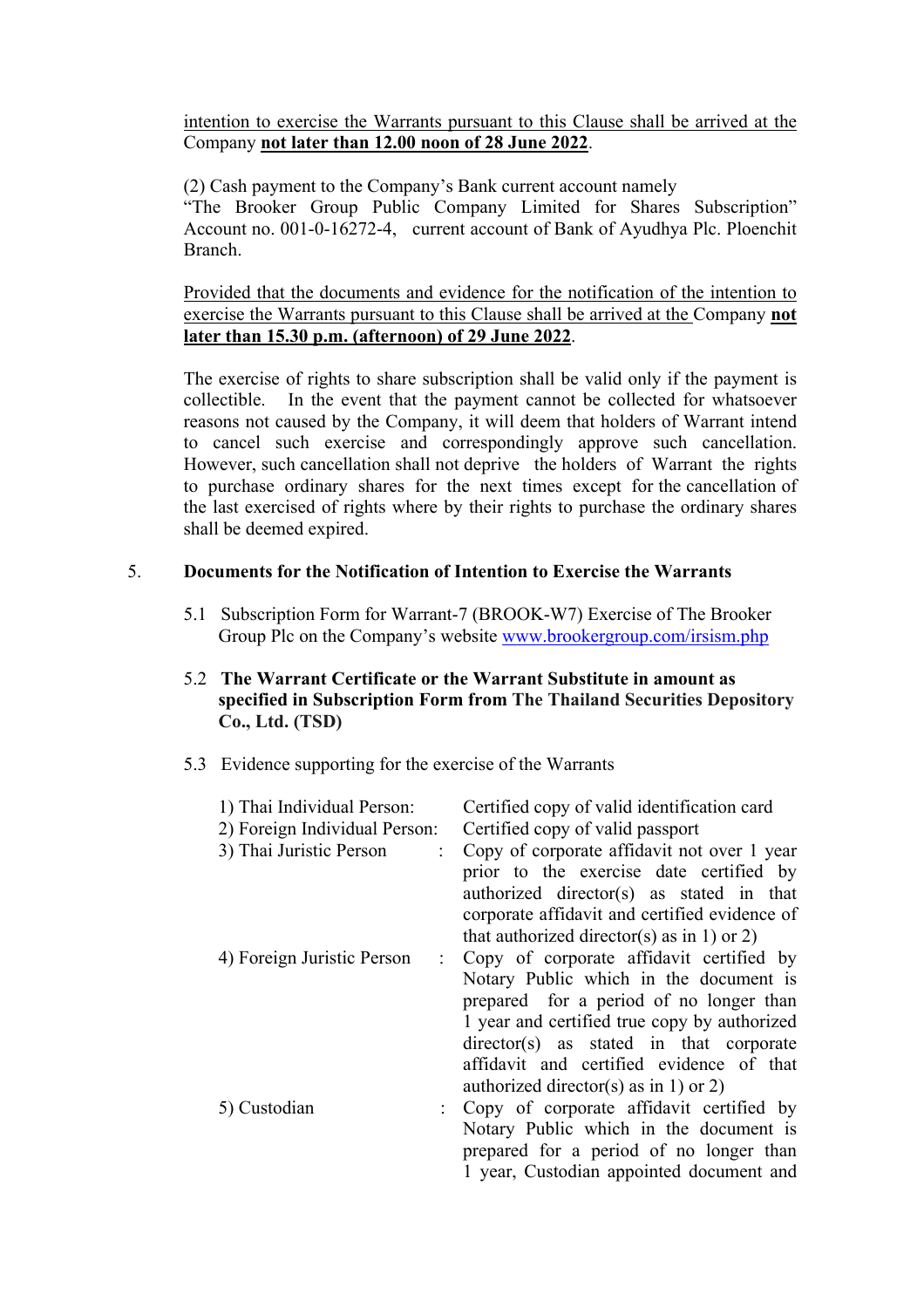<u>intention to exercise the Warrants pursuant to this Clause shall be arrived at the</u> Company **<u>not later than 12.00 noon of 28 June 2022</u>**.

(2) Cash payment to the Company's Bank current account namely "The Brooker Group Public Company Limited for Shares Subscription" Account no. 001-0-16272-4, current account of Bank of Ayudhya Plc. Ploenchit Branch.

<u>Provided that the documents and evidence for the notification of the intention to exercise the Warrants pursuant to this Clause shall be arrived at the</u> Company **<u>not later than 15.30 p.m. (afternoon) of 29 June 2022</u>**.

The exercise of rights to share subscription shall be valid only if the payment is collectible. In the event that the payment cannot be collected for whatsoever reasons not caused by the Company, it will deem that holders of Warrant intend to cancel such exercise and correspondingly approve such cancellation. However, such cancellation shall not deprive the holders of Warrant the rights to purchase ordinary shares for the next times except for the cancellation of the last exercised of rights where by their rights to purchase the ordinary shares shall be deemed expired.

5. **Documents for the Notification of Intention to Exercise the Warrants**

5.1 Subscription Form for Warrant-7 (BROOK-W7) Exercise of The Brooker Group Plc on the Company's website www.brookergroup.com/irsism.php

5.2 **The Warrant Certificate or the Warrant Substitute in amount as specified in Subscription Form from The Thailand Securities Depository Co., Ltd. (TSD)**

5.3 Evidence supporting for the exercise of the Warrants

1) Thai Individual Person: Certified copy of valid identification card

2) Foreign Individual Person: Certified copy of valid passport

3) Thai Juristic Person : Copy of corporate affidavit not over 1 year prior to the exercise date certified by authorized director(s) as stated in that corporate affidavit and certified evidence of that authorized director(s) as in 1) or 2)

4) Foreign Juristic Person : Copy of corporate affidavit certified by Notary Public which in the document is prepared for a period of no longer than 1 year and certified true copy by authorized director(s) as stated in that corporate affidavit and certified evidence of that authorized director(s) as in 1) or 2)

5) Custodian : Copy of corporate affidavit certified by Notary Public which in the document is prepared for a period of no longer than 1 year, Custodian appointed document and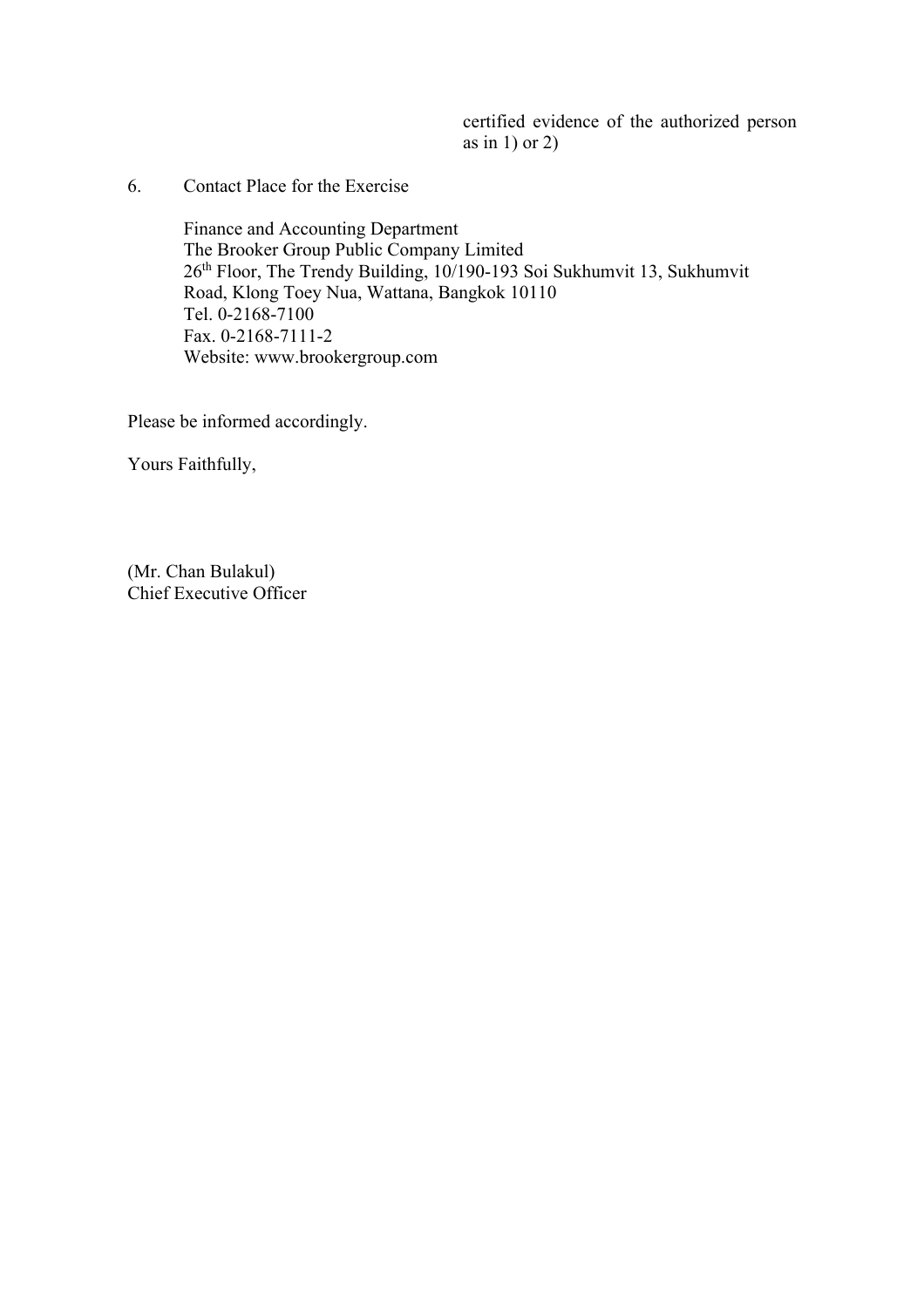certified evidence of the authorized person as in 1) or 2)

6. Contact Place for the Exercise

   Finance and Accounting Department
   The Brooker Group Public Company Limited
   26th Floor, The Trendy Building, 10/190-193 Soi Sukhumvit 13, Sukhumvit Road, Klong Toey Nua, Wattana, Bangkok 10110
   Tel. 0-2168-7100
   Fax. 0-2168-7111-2
   Website: www.brookergroup.com

Please be informed accordingly.

Yours Faithfully,

(Mr. Chan Bulakul)
Chief Executive Officer